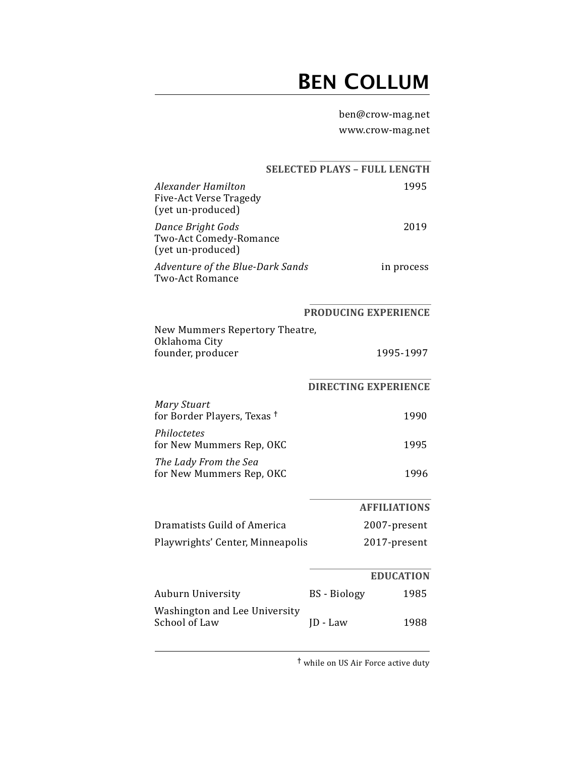# Ben Collum

ben@crow-mag.net
www.crow-mag.net

## SELECTED PLAYS – FULL LENGTH

| | |
|---|---|
| *Alexander Hamilton*<br>Five-Act Verse Tragedy<br>(yet un-produced) | 1995 |
| *Dance Bright Gods*<br>Two-Act Comedy-Romance<br>(yet un-produced) | 2019 |
| *Adventure of the Blue-Dark Sands*<br>Two-Act Romance | in process |

## PRODUCING EXPERIENCE

| | |
|---|---|
| New Mummers Repertory Theatre,<br>Oklahoma City<br>founder, producer | 1995-1997 |

## DIRECTING EXPERIENCE

| | |
|---|---|
| *Mary Stuart*<br>for Border Players, Texas † | 1990 |
| *Philoctetes*<br>for New Mummers Rep, OKC | 1995 |
| *The Lady From the Sea*<br>for New Mummers Rep, OKC | 1996 |

## AFFILIATIONS

| | |
|---|---|
| Dramatists Guild of America | 2007-present |
| Playwrights' Center, Minneapolis | 2017-present |

## EDUCATION

| | | |
|---|---|---|
| Auburn University | BS - Biology | 1985 |
| Washington and Lee University<br>School of Law | JD - Law | 1988 |

---

† while on US Air Force active duty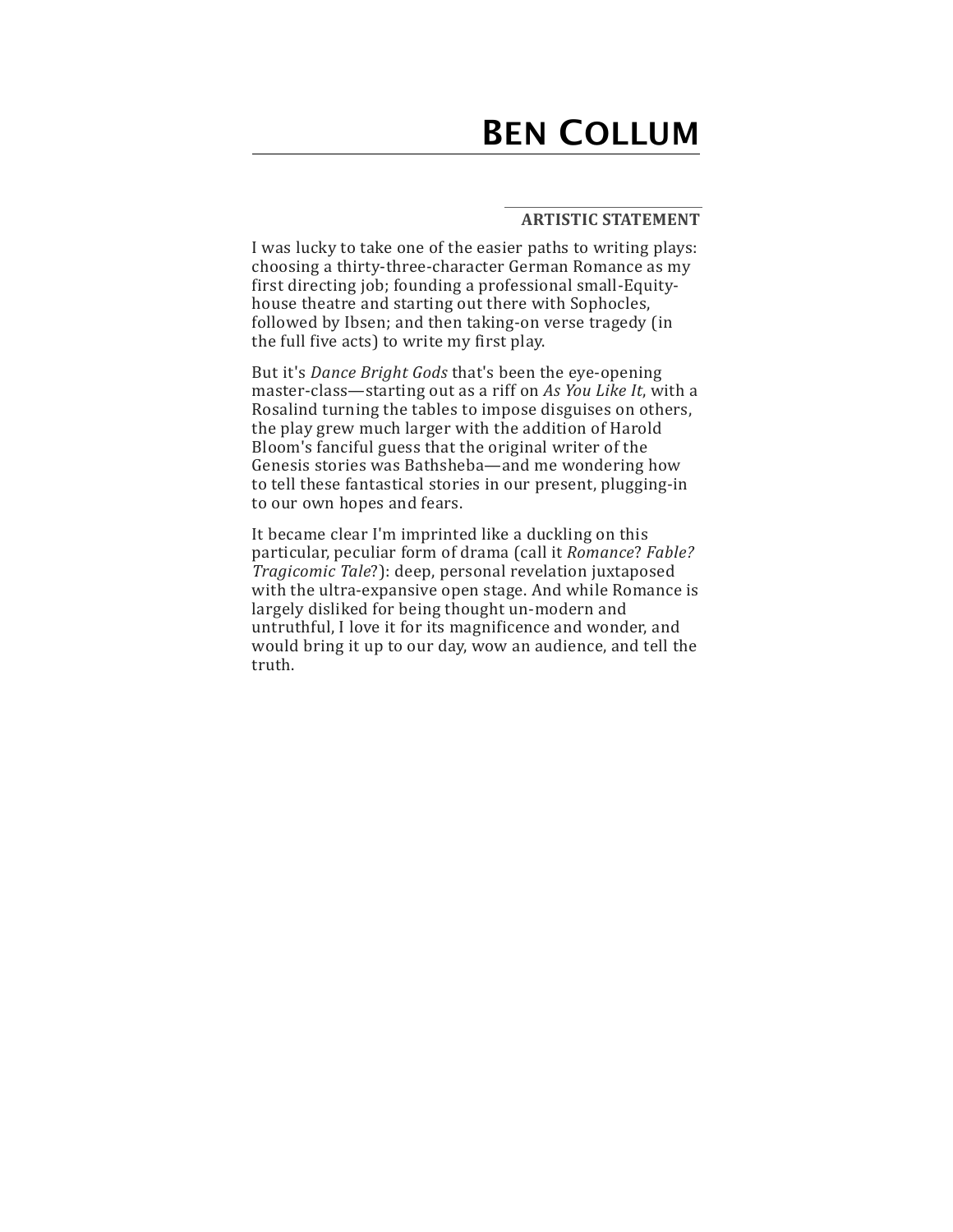# Ben Collum

## ARTISTIC STATEMENT

I was lucky to take one of the easier paths to writing plays: choosing a thirty-three-character German Romance as my first directing job; founding a professional small-Equity-house theatre and starting out there with Sophocles, followed by Ibsen; and then taking-on verse tragedy (in the full five acts) to write my first play.

But it's *Dance Bright Gods* that's been the eye-opening master-class—starting out as a riff on *As You Like It*, with a Rosalind turning the tables to impose disguises on others, the play grew much larger with the addition of Harold Bloom's fanciful guess that the original writer of the Genesis stories was Bathsheba—and me wondering how to tell these fantastical stories in our present, plugging-in to our own hopes and fears.

It became clear I'm imprinted like a duckling on this particular, peculiar form of drama (call it *Romance*? *Fable? Tragicomic Tale*?): deep, personal revelation juxtaposed with the ultra-expansive open stage. And while Romance is largely disliked for being thought un-modern and untruthful, I love it for its magnificence and wonder, and would bring it up to our day, wow an audience, and tell the truth.